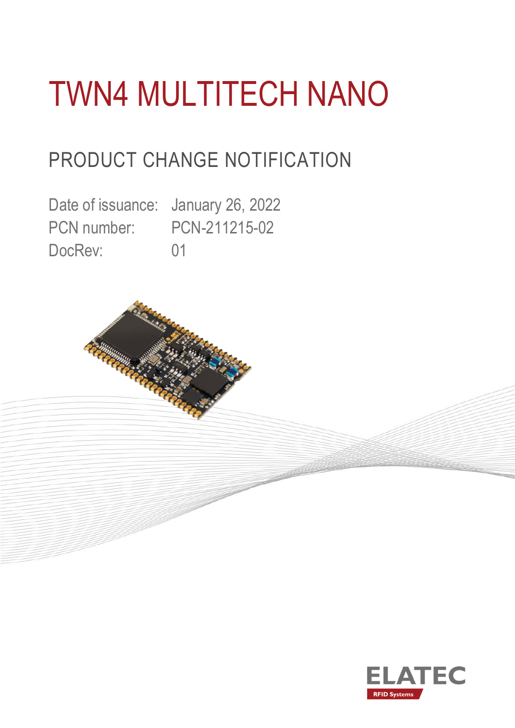# TWN4 MULTITECH NANO

## PRODUCT CHANGE NOTIFICATION

Date of issuance: January 26, 2022
PCN number: PCN-211215-02
DocRev: 01

ELATEC
RFID Systems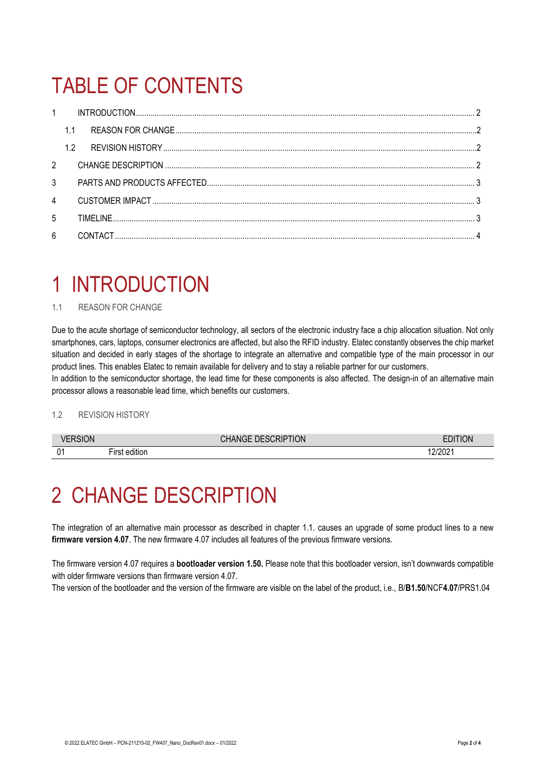# TABLE OF CONTENTS

| | | |
|---|---|---|
| 1 | INTRODUCTION | 2 |
| 1.1 | REASON FOR CHANGE | 2 |
| 1.2 | REVISION HISTORY | 2 |
| 2 | CHANGE DESCRIPTION | 2 |
| 3 | PARTS AND PRODUCTS AFFECTED | 3 |
| 4 | CUSTOMER IMPACT | 3 |
| 5 | TIMELINE | 3 |
| 6 | CONTACT | 4 |

# 1 INTRODUCTION

### 1.1 REASON FOR CHANGE

Due to the acute shortage of semiconductor technology, all sectors of the electronic industry face a chip allocation situation. Not only smartphones, cars, laptops, consumer electronics are affected, but also the RFID industry. Elatec constantly observes the chip market situation and decided in early stages of the shortage to integrate an alternative and compatible type of the main processor in our product lines. This enables Elatec to remain available for delivery and to stay a reliable partner for our customers.
In addition to the semiconductor shortage, the lead time for these components is also affected. The design-in of an alternative main processor allows a reasonable lead time, which benefits our customers.

### 1.2 REVISION HISTORY

| VERSION | CHANGE DESCRIPTION | EDITION |
|---|---|---|
| 01 | First edition | 12/2021 |

# 2 CHANGE DESCRIPTION

The integration of an alternative main processor as described in chapter 1.1. causes an upgrade of some product lines to a new **firmware version 4.07**. The new firmware 4.07 includes all features of the previous firmware versions.

The firmware version 4.07 requires a **bootloader version 1.50.** Please note that this bootloader version, isn't downwards compatible with older firmware versions than firmware version 4.07.
The version of the bootloader and the version of the firmware are visible on the label of the product, i.e., B/**B1.50**/NCF**4.07**/PRS1.04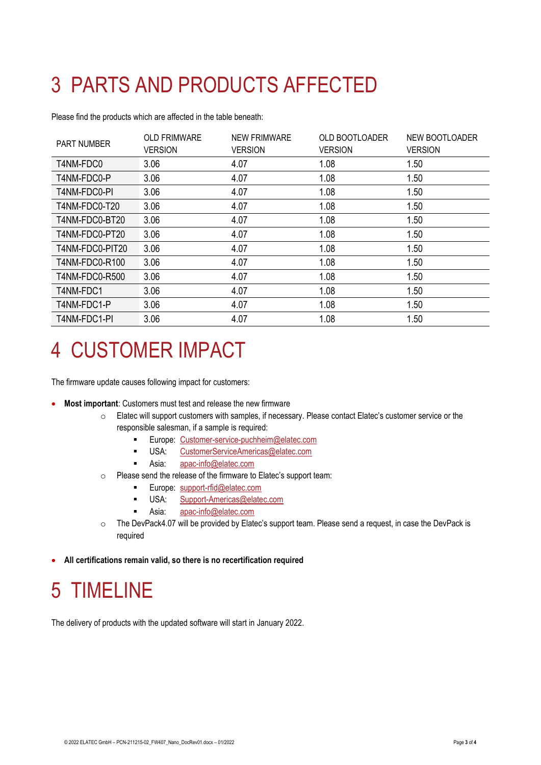# 3 PARTS AND PRODUCTS AFFECTED

Please find the products which are affected in the table beneath:

| PART NUMBER | OLD FRIMWARE VERSION | NEW FRIMWARE VERSION | OLD BOOTLOADER VERSION | NEW BOOTLOADER VERSION |
|---|---|---|---|---|
| T4NM-FDC0 | 3.06 | 4.07 | 1.08 | 1.50 |
| T4NM-FDC0-P | 3.06 | 4.07 | 1.08 | 1.50 |
| T4NM-FDC0-PI | 3.06 | 4.07 | 1.08 | 1.50 |
| T4NM-FDC0-T20 | 3.06 | 4.07 | 1.08 | 1.50 |
| T4NM-FDC0-BT20 | 3.06 | 4.07 | 1.08 | 1.50 |
| T4NM-FDC0-PT20 | 3.06 | 4.07 | 1.08 | 1.50 |
| T4NM-FDC0-PIT20 | 3.06 | 4.07 | 1.08 | 1.50 |
| T4NM-FDC0-R100 | 3.06 | 4.07 | 1.08 | 1.50 |
| T4NM-FDC0-R500 | 3.06 | 4.07 | 1.08 | 1.50 |
| T4NM-FDC1 | 3.06 | 4.07 | 1.08 | 1.50 |
| T4NM-FDC1-P | 3.06 | 4.07 | 1.08 | 1.50 |
| T4NM-FDC1-PI | 3.06 | 4.07 | 1.08 | 1.50 |

# 4 CUSTOMER IMPACT

The firmware update causes following impact for customers:

- **Most important**: Customers must test and release the new firmware
    - Elatec will support customers with samples, if necessary. Please contact Elatec's customer service or the responsible salesman, if a sample is required:
        - Europe: Customer-service-puchheim@elatec.com
        - USA: CustomerServiceAmericas@elatec.com
        - Asia: apac-info@elatec.com
    - Please send the release of the firmware to Elatec's support team:
        - Europe: support-rfid@elatec.com
        - USA: Support-Americas@elatec.com
        - Asia: apac-info@elatec.com
    - The DevPack4.07 will be provided by Elatec's support team. Please send a request, in case the DevPack is required
- **All certifications remain valid, so there is no recertification required**

# 5 TIMELINE

The delivery of products with the updated software will start in January 2022.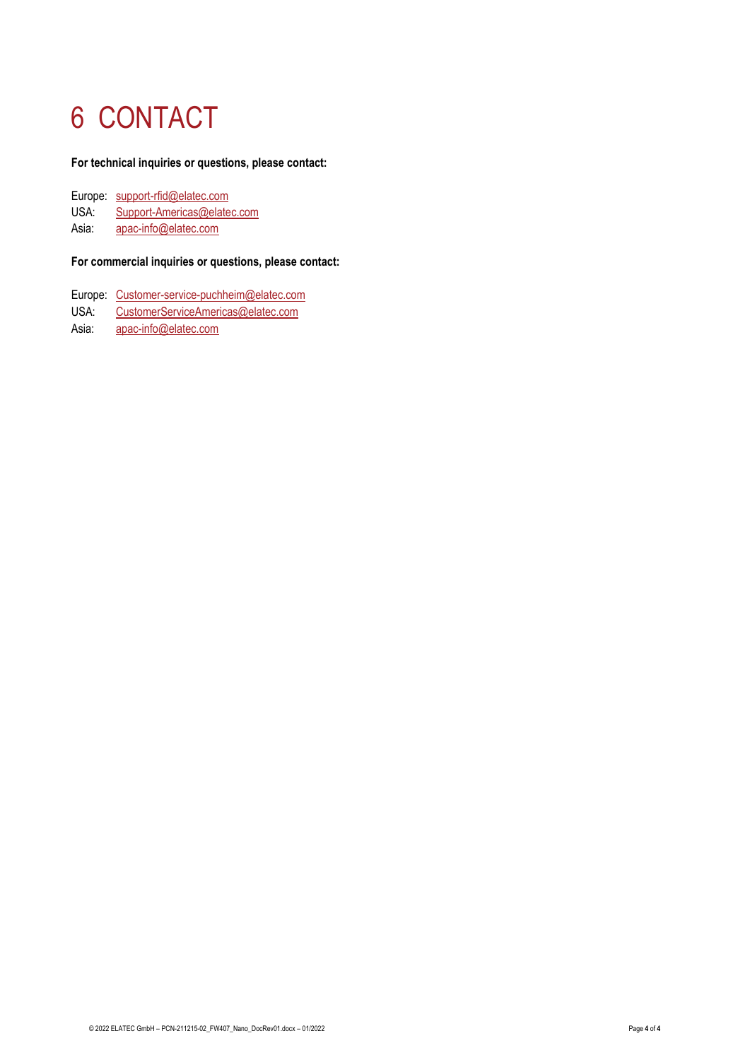# 6 CONTACT

**For technical inquiries or questions, please contact:**

Europe: support-rfid@elatec.com
USA: Support-Americas@elatec.com
Asia: apac-info@elatec.com

**For commercial inquiries or questions, please contact:**

Europe: Customer-service-puchheim@elatec.com
USA: CustomerServiceAmericas@elatec.com
Asia: apac-info@elatec.com